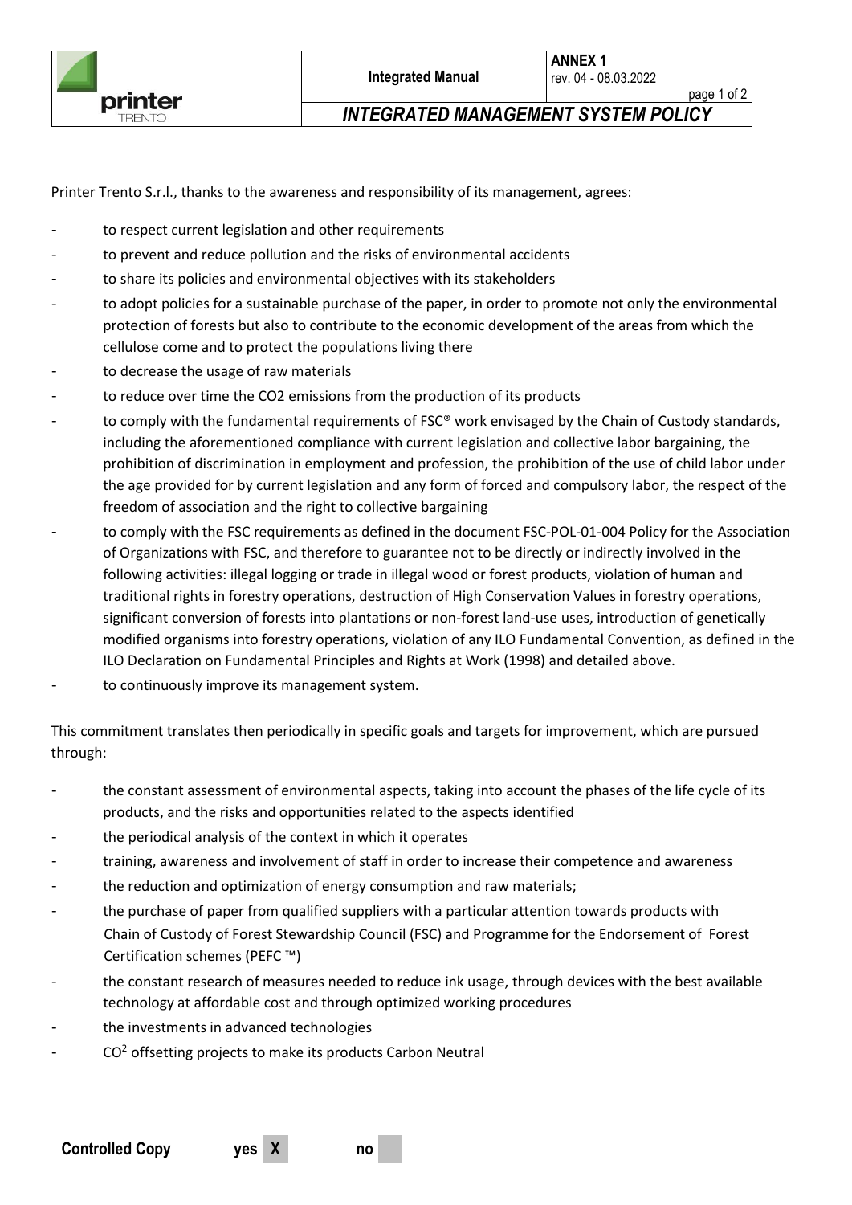# INTEGRATED MANAGEMENT SYSTEM POLICY

Printer Trento S.r.l., thanks to the awareness and responsibility of its management, agrees:

- to respect current legislation and other requirements
- to prevent and reduce pollution and the risks of environmental accidents
- to share its policies and environmental objectives with its stakeholders
- to adopt policies for a sustainable purchase of the paper, in order to promote not only the environmental protection of forests but also to contribute to the economic development of the areas from which the cellulose come and to protect the populations living there
- to decrease the usage of raw materials
- to reduce over time the CO2 emissions from the production of its products
- to comply with the fundamental requirements of FSC® work envisaged by the Chain of Custody standards, including the aforementioned compliance with current legislation and collective labor bargaining, the prohibition of discrimination in employment and profession, the prohibition of the use of child labor under the age provided for by current legislation and any form of forced and compulsory labor, the respect of the freedom of association and the right to collective bargaining
- to comply with the FSC requirements as defined in the document FSC-POL-01-004 Policy for the Association of Organizations with FSC, and therefore to guarantee not to be directly or indirectly involved in the following activities: illegal logging or trade in illegal wood or forest products, violation of human and traditional rights in forestry operations, destruction of High Conservation Values in forestry operations, significant conversion of forests into plantations or non-forest land-use uses, introduction of genetically modified organisms into forestry operations, violation of any ILO Fundamental Convention, as defined in the ILO Declaration on Fundamental Principles and Rights at Work (1998) and detailed above.
- to continuously improve its management system.

This commitment translates then periodically in specific goals and targets for improvement, which are pursued through:

- the constant assessment of environmental aspects, taking into account the phases of the life cycle of its products, and the risks and opportunities related to the aspects identified
- the periodical analysis of the context in which it operates
- training, awareness and involvement of staff in order to increase their competence and awareness
- the reduction and optimization of energy consumption and raw materials;
- the purchase of paper from qualified suppliers with a particular attention towards products with Chain of Custody of Forest Stewardship Council (FSC) and Programme for the Endorsement of Forest Certification schemes (PEFC ™)
- the constant research of measures needed to reduce ink usage, through devices with the best available technology at affordable cost and through optimized working procedures
- the investments in advanced technologies
- $CO^2$ offsetting projects to make its products Carbon Neutral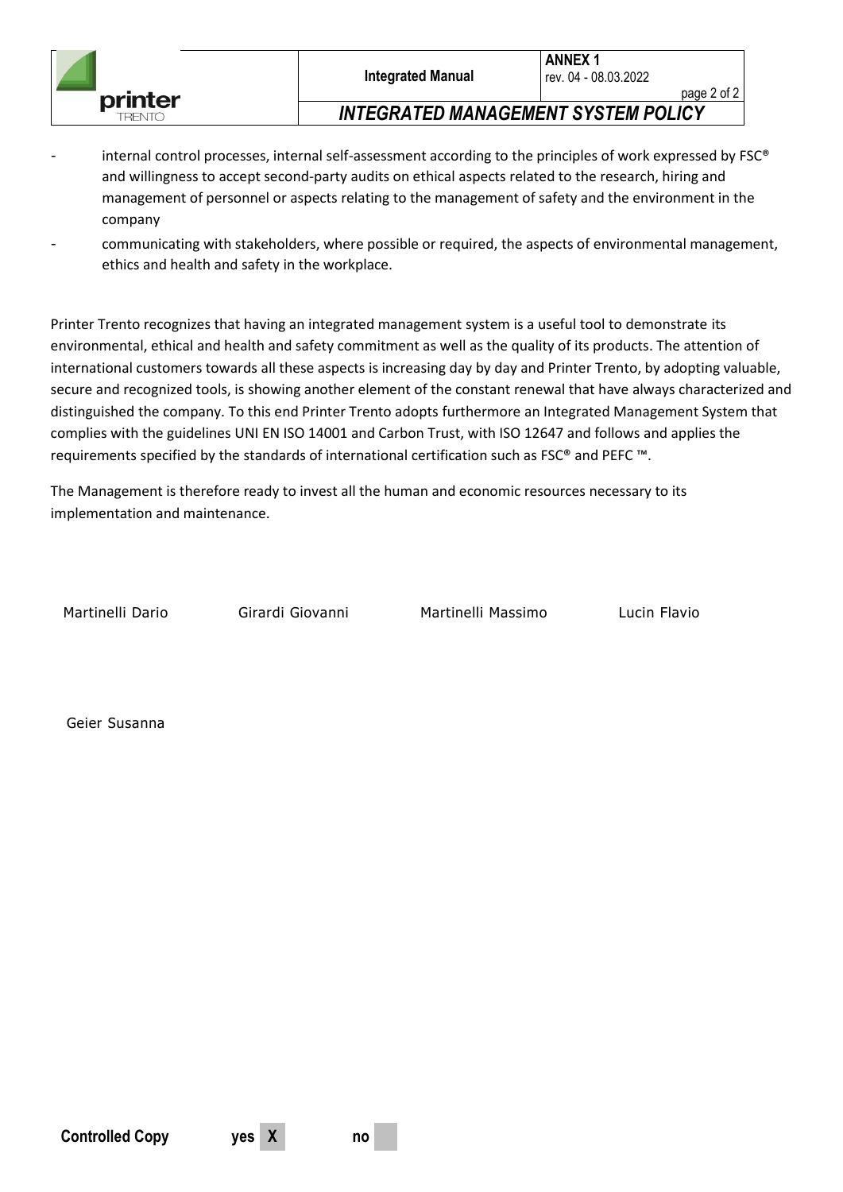- internal control processes, internal self-assessment according to the principles of work expressed by FSC® and willingness to accept second-party audits on ethical aspects related to the research, hiring and management of personnel or aspects relating to the management of safety and the environment in the company
- communicating with stakeholders, where possible or required, the aspects of environmental management, ethics and health and safety in the workplace.

Printer Trento recognizes that having an integrated management system is a useful tool to demonstrate its environmental, ethical and health and safety commitment as well as the quality of its products. The attention of international customers towards all these aspects is increasing day by day and Printer Trento, by adopting valuable, secure and recognized tools, is showing another element of the constant renewal that have always characterized and distinguished the company. To this end Printer Trento adopts furthermore an Integrated Management System that complies with the guidelines UNI EN ISO 14001 and Carbon Trust, with ISO 12647 and follows and applies the requirements specified by the standards of international certification such as FSC® and PEFC ™.

The Management is therefore ready to invest all the human and economic resources necessary to its implementation and maintenance.

Martinelli Dario     Girardi Giovanni     Martinelli Massimo     Lucin Flavio

Geier Susanna

**Controlled Copy** **yes** **X** **no**